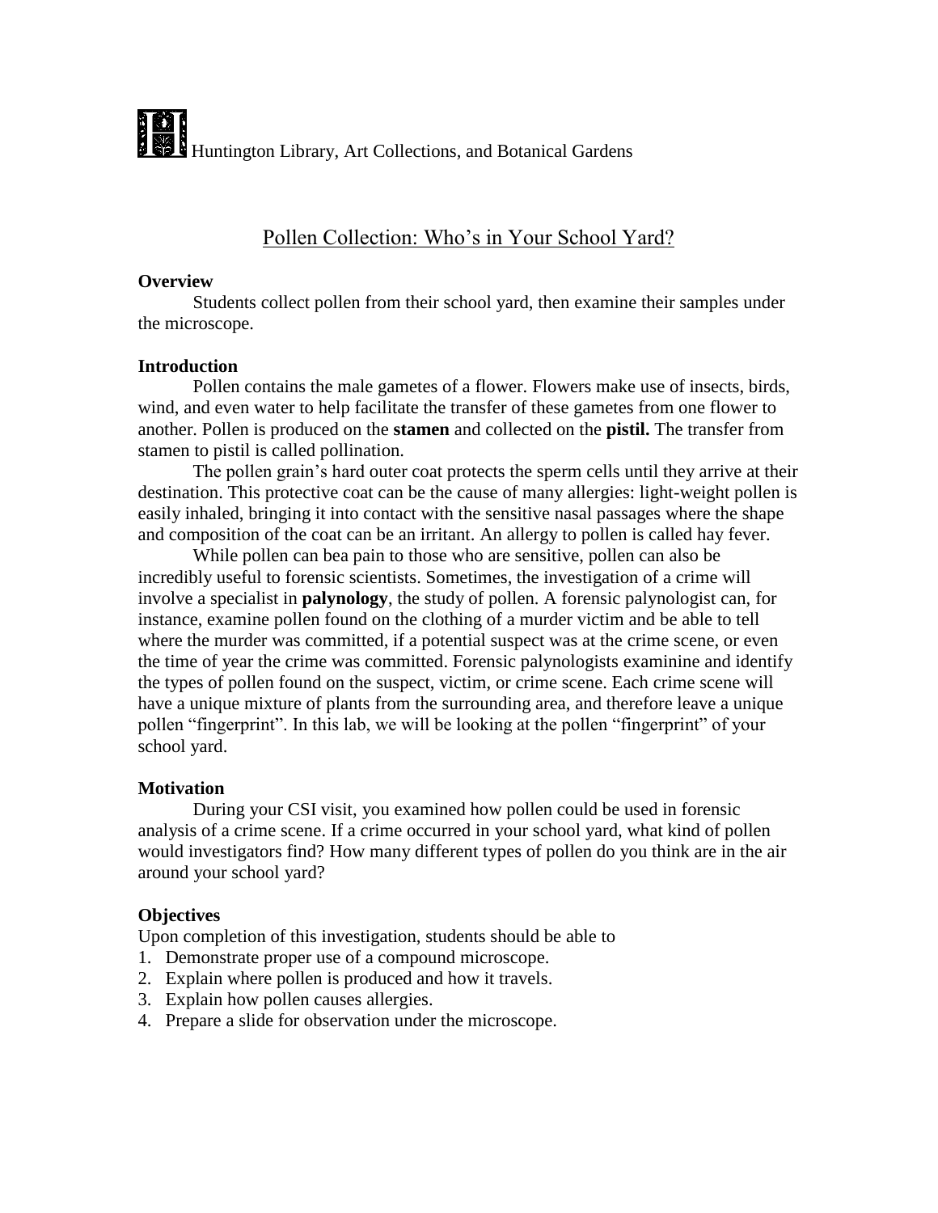Huntington Library, Art Collections, and Botanical Gardens

# Pollen Collection: Who's in Your School Yard?

**Overview**

Students collect pollen from their school yard, then examine their samples under the microscope.

**Introduction**

Pollen contains the male gametes of a flower. Flowers make use of insects, birds, wind, and even water to help facilitate the transfer of these gametes from one flower to another. Pollen is produced on the **stamen** and collected on the **pistil.** The transfer from stamen to pistil is called pollination.

The pollen grain's hard outer coat protects the sperm cells until they arrive at their destination. This protective coat can be the cause of many allergies: light-weight pollen is easily inhaled, bringing it into contact with the sensitive nasal passages where the shape and composition of the coat can be an irritant. An allergy to pollen is called hay fever.

While pollen can bea pain to those who are sensitive, pollen can also be incredibly useful to forensic scientists. Sometimes, the investigation of a crime will involve a specialist in **palynology**, the study of pollen. A forensic palynologist can, for instance, examine pollen found on the clothing of a murder victim and be able to tell where the murder was committed, if a potential suspect was at the crime scene, or even the time of year the crime was committed. Forensic palynologists examinine and identify the types of pollen found on the suspect, victim, or crime scene. Each crime scene will have a unique mixture of plants from the surrounding area, and therefore leave a unique pollen "fingerprint". In this lab, we will be looking at the pollen "fingerprint" of your school yard.

**Motivation**

During your CSI visit, you examined how pollen could be used in forensic analysis of a crime scene. If a crime occurred in your school yard, what kind of pollen would investigators find? How many different types of pollen do you think are in the air around your school yard?

**Objectives**

Upon completion of this investigation, students should be able to

1. Demonstrate proper use of a compound microscope.
2. Explain where pollen is produced and how it travels.
3. Explain how pollen causes allergies.
4. Prepare a slide for observation under the microscope.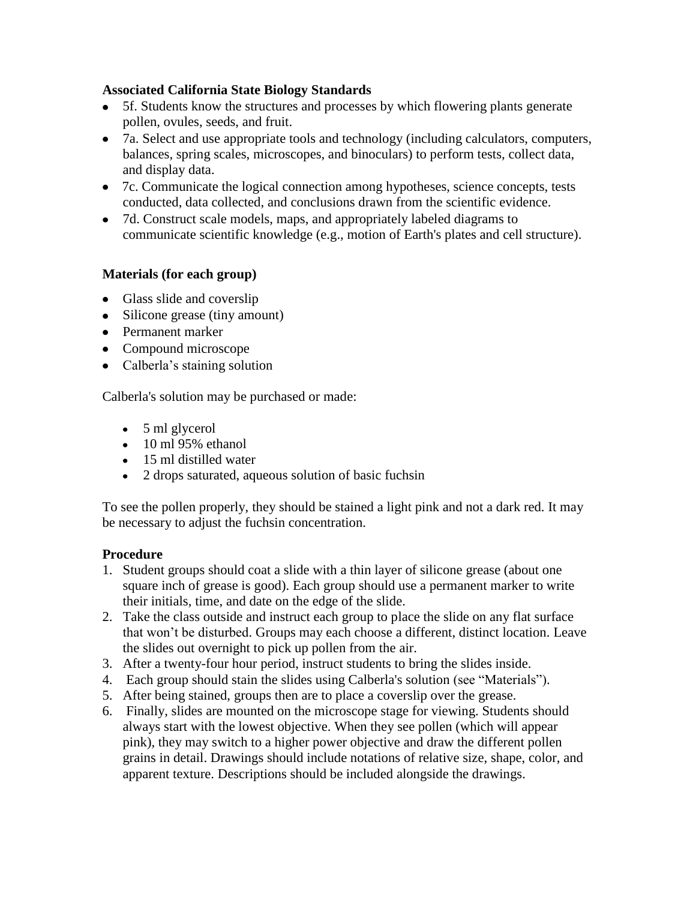**Associated California State Biology Standards**

- 5f. Students know the structures and processes by which flowering plants generate pollen, ovules, seeds, and fruit.
- 7a. Select and use appropriate tools and technology (including calculators, computers, balances, spring scales, microscopes, and binoculars) to perform tests, collect data, and display data.
- 7c. Communicate the logical connection among hypotheses, science concepts, tests conducted, data collected, and conclusions drawn from the scientific evidence.
- 7d. Construct scale models, maps, and appropriately labeled diagrams to communicate scientific knowledge (e.g., motion of Earth's plates and cell structure).

**Materials (for each group)**

- Glass slide and coverslip
- Silicone grease (tiny amount)
- Permanent marker
- Compound microscope
- Calberla's staining solution

Calberla's solution may be purchased or made:

- 5 ml glycerol
- 10 ml 95% ethanol
- 15 ml distilled water
- 2 drops saturated, aqueous solution of basic fuchsin

To see the pollen properly, they should be stained a light pink and not a dark red. It may be necessary to adjust the fuchsin concentration.

**Procedure**

1. Student groups should coat a slide with a thin layer of silicone grease (about one square inch of grease is good). Each group should use a permanent marker to write their initials, time, and date on the edge of the slide.
2. Take the class outside and instruct each group to place the slide on any flat surface that won't be disturbed. Groups may each choose a different, distinct location. Leave the slides out overnight to pick up pollen from the air.
3. After a twenty-four hour period, instruct students to bring the slides inside.
4. Each group should stain the slides using Calberla's solution (see "Materials").
5. After being stained, groups then are to place a coverslip over the grease.
6. Finally, slides are mounted on the microscope stage for viewing. Students should always start with the lowest objective. When they see pollen (which will appear pink), they may switch to a higher power objective and draw the different pollen grains in detail. Drawings should include notations of relative size, shape, color, and apparent texture. Descriptions should be included alongside the drawings.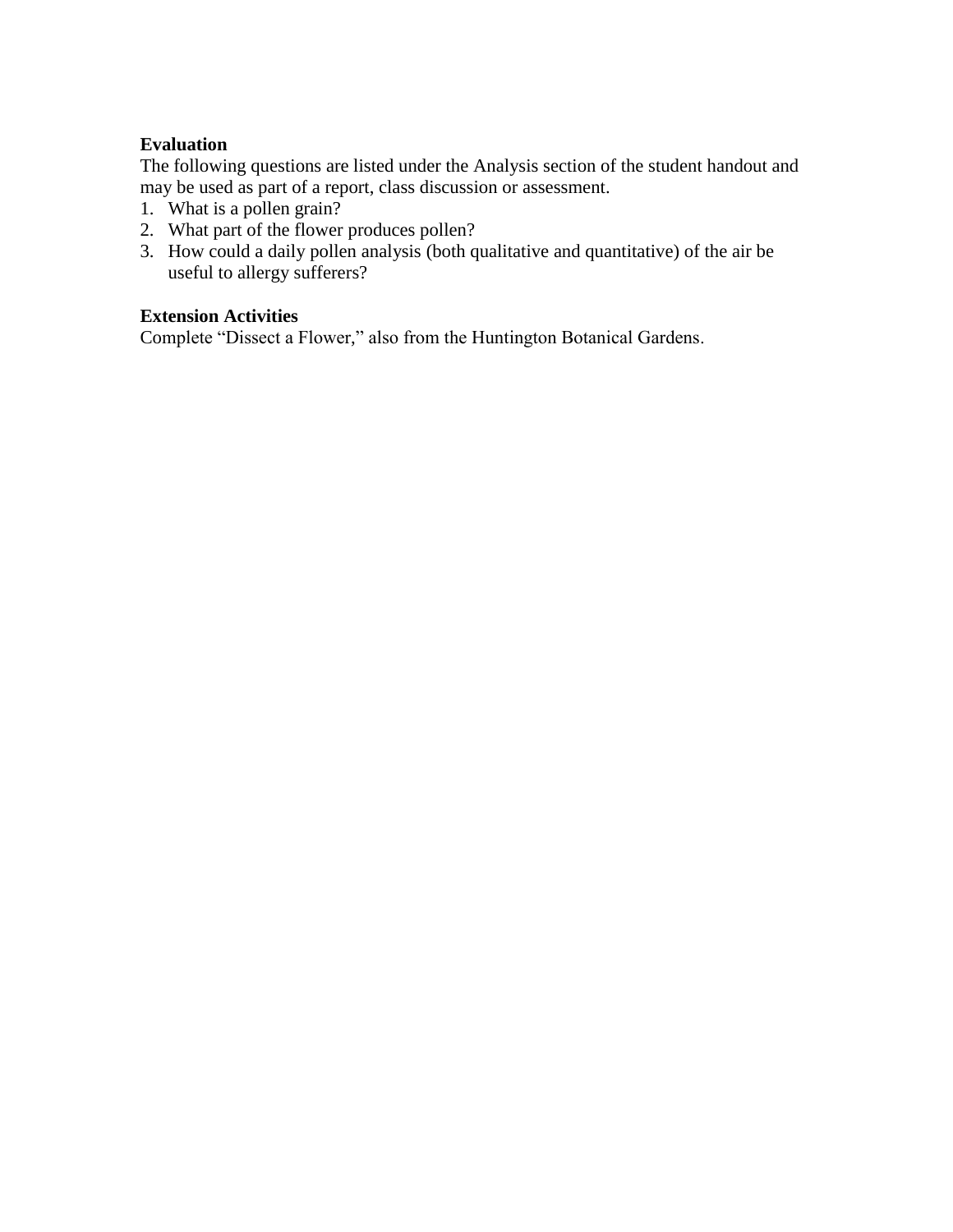**Evaluation**

The following questions are listed under the Analysis section of the student handout and may be used as part of a report, class discussion or assessment.

1. What is a pollen grain?
2. What part of the flower produces pollen?
3. How could a daily pollen analysis (both qualitative and quantitative) of the air be useful to allergy sufferers?

**Extension Activities**

Complete "Dissect a Flower," also from the Huntington Botanical Gardens.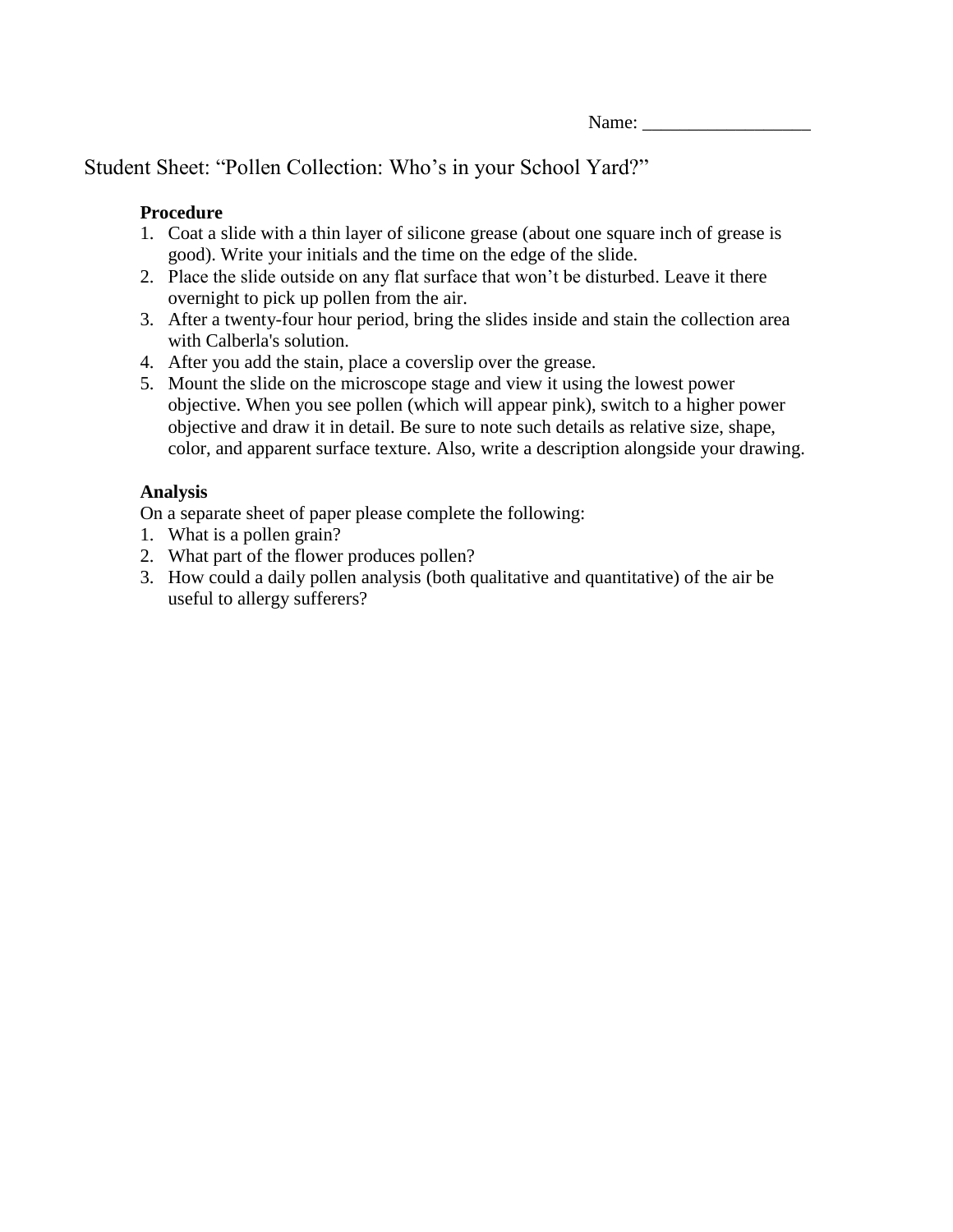Name: __________________

# Student Sheet: "Pollen Collection: Who's in your School Yard?"

**Procedure**

1. Coat a slide with a thin layer of silicone grease (about one square inch of grease is good). Write your initials and the time on the edge of the slide.
2. Place the slide outside on any flat surface that won't be disturbed. Leave it there overnight to pick up pollen from the air.
3. After a twenty-four hour period, bring the slides inside and stain the collection area with Calberla's solution.
4. After you add the stain, place a coverslip over the grease.
5. Mount the slide on the microscope stage and view it using the lowest power objective. When you see pollen (which will appear pink), switch to a higher power objective and draw it in detail. Be sure to note such details as relative size, shape, color, and apparent surface texture. Also, write a description alongside your drawing.

**Analysis**

On a separate sheet of paper please complete the following:

1. What is a pollen grain?
2. What part of the flower produces pollen?
3. How could a daily pollen analysis (both qualitative and quantitative) of the air be useful to allergy sufferers?